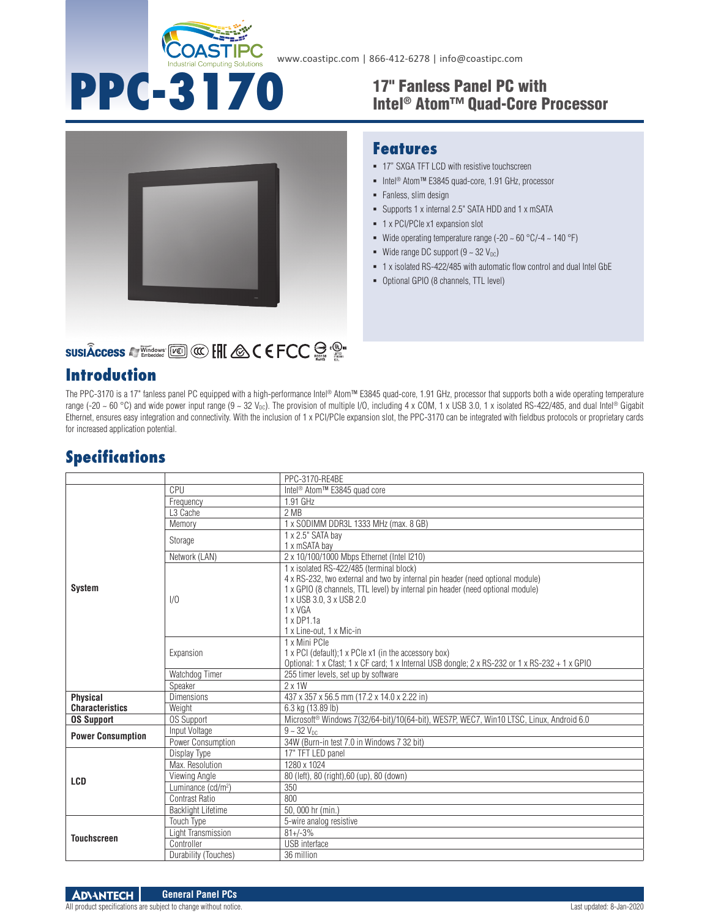www.coastipc.com | 866-412-6278 | info@coastipc.com

# PPC-3170

## 17" Fanless Panel PC with Intel® Atom™ Quad-Core Processor

## Features

- 17" SXGA TFT LCD with resistive touchscreen
- Intel® Atom™ E3845 quad-core, 1.91 GHz, processor
- Fanless, slim design
- Supports 1 x internal 2.5" SATA HDD and 1 x mSATA
- 1 x PCI/PCIe x1 expansion slot
- Wide operating temperature range (-20 ~ 60 °C/-4 ~ 140 °F)
- Wide range DC support (9 ~ 32 $V_{DC}$)
- 1 x isolated RS-422/485 with automatic flow control and dual Intel GbE
- Optional GPIO (8 channels, TTL level)

## Introduction

The PPC-3170 is a 17" fanless panel PC equipped with a high-performance Intel® Atom™ E3845 quad-core, 1.91 GHz, processor that supports both a wide operating temperature range (-20 ~ 60 °C) and wide power input range (9 ~ 32 $V_{DC}$). The provision of multiple I/O, including 4 x COM, 1 x USB 3.0, 1 x isolated RS-422/485, and dual Intel® Gigabit Ethernet, ensures easy integration and connectivity. With the inclusion of 1 x PCI/PCIe expansion slot, the PPC-3170 can be integrated with fieldbus protocols or proprietary cards for increased application potential.

## Specifications

| | | PPC-3170-RE4BE |
|---|---|---|
| System | CPU | Intel® Atom™ E3845 quad core |
| | Frequency | 1.91 GHz |
| | L3 Cache | 2 MB |
| | Memory | 1 x SODIMM DDR3L 1333 MHz (max. 8 GB) |
| | Storage | 1 x 2.5" SATA bay<br>1 x mSATA bay |
| | Network (LAN) | 2 x 10/100/1000 Mbps Ethernet (Intel I210) |
| | I/O | 1 x isolated RS-422/485 (terminal block)<br>4 x RS-232, two external and two by internal pin header (need optional module)<br>1 x GPIO (8 channels, TTL level) by internal pin header (need optional module)<br>1 x USB 3.0, 3 x USB 2.0<br>1 x VGA<br>1 x DP1.1a<br>1 x Line-out, 1 x Mic-in |
| | Expansion | 1 x Mini PCIe<br>1 x PCI (default);1 x PCIe x1 (in the accessory box)<br>Optional: 1 x Cfast; 1 x CF card; 1 x Internal USB dongle; 2 x RS-232 or 1 x RS-232 + 1 x GPIO |
| | Watchdog Timer | 255 timer levels, set up by software |
| | Speaker | 2 x 1W |
| Physical Characteristics | Dimensions | 437 x 357 x 56.5 mm (17.2 x 14.0 x 2.22 in) |
| | Weight | 6.3 kg (13.89 lb) |
| OS Support | OS Support | Microsoft® Windows 7(32/64-bit)/10(64-bit), WES7P, WEC7, Win10 LTSC, Linux, Android 6.0 |
| Power Consumption | Input Voltage | 9 ~ 32 $V_{DC}$ |
| | Power Consumption | 34W (Burn-in test 7.0 in Windows 7 32 bit) |
| LCD | Display Type | 17" TFT LED panel |
| | Max. Resolution | 1280 x 1024 |
| | Viewing Angle | 80 (left), 80 (right),60 (up), 80 (down) |
| | Luminance (cd/m²) | 350 |
| | Contrast Ratio | 800 |
| | Backlight Lifetime | 50, 000 hr (min.) |
| Touchscreen | Touch Type | 5-wire analog resistive |
| | Light Transmission | 81+/-3% |
| | Controller | USB interface |
| | Durability (Touches) | 36 million |

General Panel PCs

All product specifications are subject to change without notice.

Last updated: 8-Jan-2020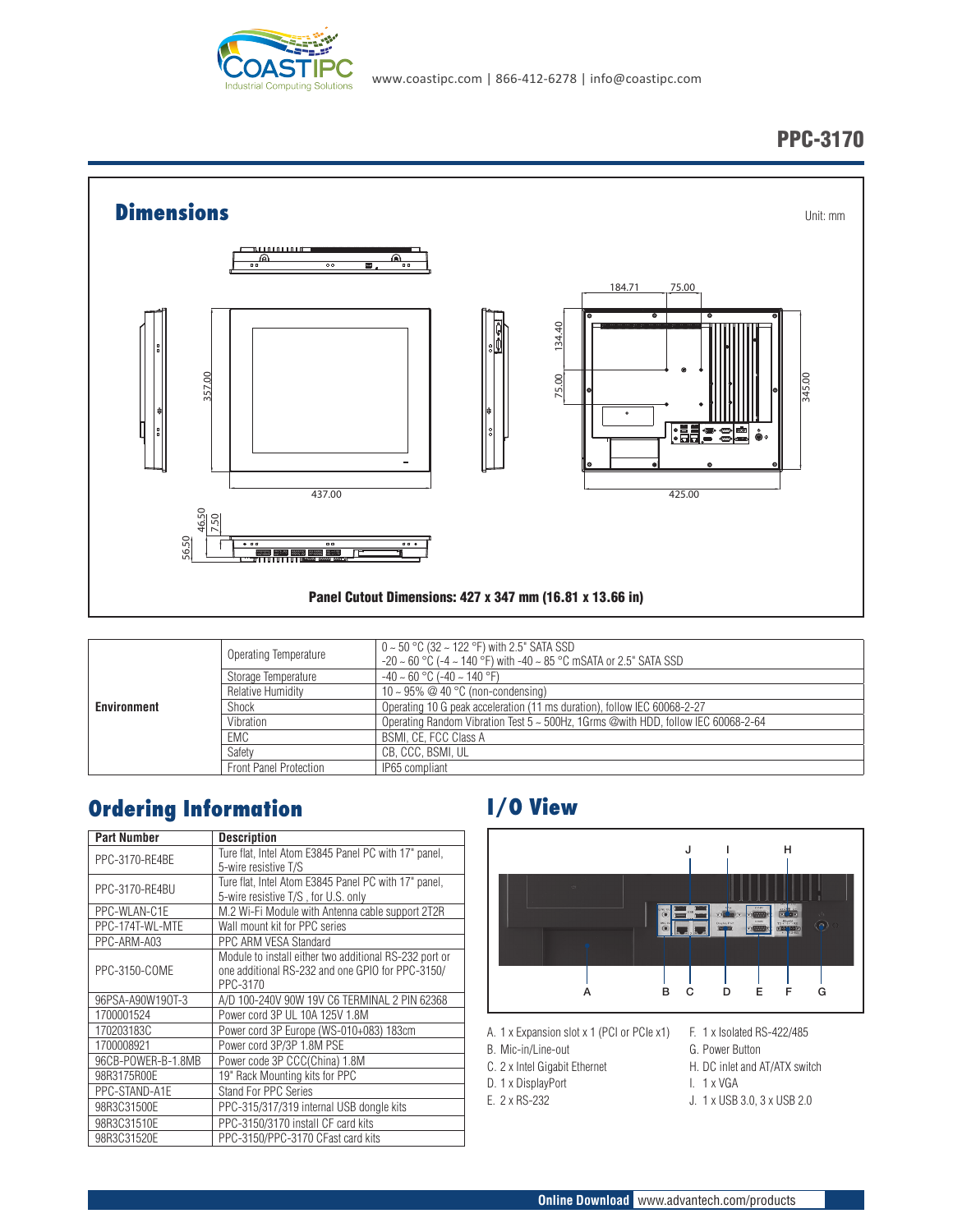# PPC-3170

## Dimensions

Unit: mm

184.71
75.00
134.40
75.00
357.00
345.00
437.00
425.00
46.50
7.50
56.50

**Panel Cutout Dimensions: 427 x 347 mm (16.81 x 13.66 in)**

| | | |
|---|---|---|
| **Environment** | Operating Temperature | 0 ~ 50 °C (32 ~ 122 °F) with 2.5" SATA SSD<br>-20 ~ 60 °C (-4 ~ 140 °F) with -40 ~ 85 °C mSATA or 2.5" SATA SSD |
| | Storage Temperature | -40 ~ 60 °C (-40 ~ 140 °F) |
| | Relative Humidity | 10 ~ 95% @ 40 °C (non-condensing) |
| | Shock | Operating 10 G peak acceleration (11 ms duration), follow IEC 60068-2-27 |
| | Vibration | Operating Random Vibration Test 5 ~ 500Hz, 1Grms @with HDD, follow IEC 60068-2-64 |
| | EMC | BSMI, CE, FCC Class A |
| | Safety | CB, CCC, BSMI, UL |
| | Front Panel Protection | IP65 compliant |

## Ordering Information

| Part Number | Description |
|---|---|
| PPC-3170-RE4BE | Ture flat, Intel Atom E3845 Panel PC with 17" panel, 5-wire resistive T/S |
| PPC-3170-RE4BU | Ture flat, Intel Atom E3845 Panel PC with 17" panel, 5-wire resistive T/S , for U.S. only |
| PPC-WLAN-C1E | M.2 Wi-Fi Module with Antenna cable support 2T2R |
| PPC-174T-WL-MTE | Wall mount kit for PPC series |
| PPC-ARM-A03 | PPC ARM VESA Standard |
| PPC-3150-COME | Module to install either two additional RS-232 port or one additional RS-232 and one GPIO for PPC-3150/ PPC-3170 |
| 96PSA-A90W19OT-3 | A/D 100-240V 90W 19V C6 TERMINAL 2 PIN 62368 |
| 1700001524 | Power cord 3P UL 10A 125V 1.8M |
| 170203183C | Power cord 3P Europe (WS-010+083) 183cm |
| 1700008921 | Power cord 3P/3P 1.8M PSE |
| 96CB-POWER-B-1.8MB | Power code 3P CCC(China) 1.8M |
| 98R3175R00E | 19" Rack Mounting kits for PPC |
| PPC-STAND-A1E | Stand For PPC Series |
| 98R3C31500E | PPC-315/317/319 internal USB dongle kits |
| 98R3C31510E | PPC-3150/3170 install CF card kits |
| 98R3C31520E | PPC-3150/PPC-3170 CFast card kits |

## I/O View

J I H
A B C D E F G

A. 1 x Expansion slot x 1 (PCI or PCIe x1)
B. Mic-in/Line-out
C. 2 x Intel Gigabit Ethernet
D. 1 x DisplayPort
E. 2 x RS-232
F. 1 x Isolated RS-422/485
G. Power Button
H. DC inlet and AT/ATX switch
I. 1 x VGA
J. 1 x USB 3.0, 3 x USB 2.0

**Online Download** www.advantech.com/products